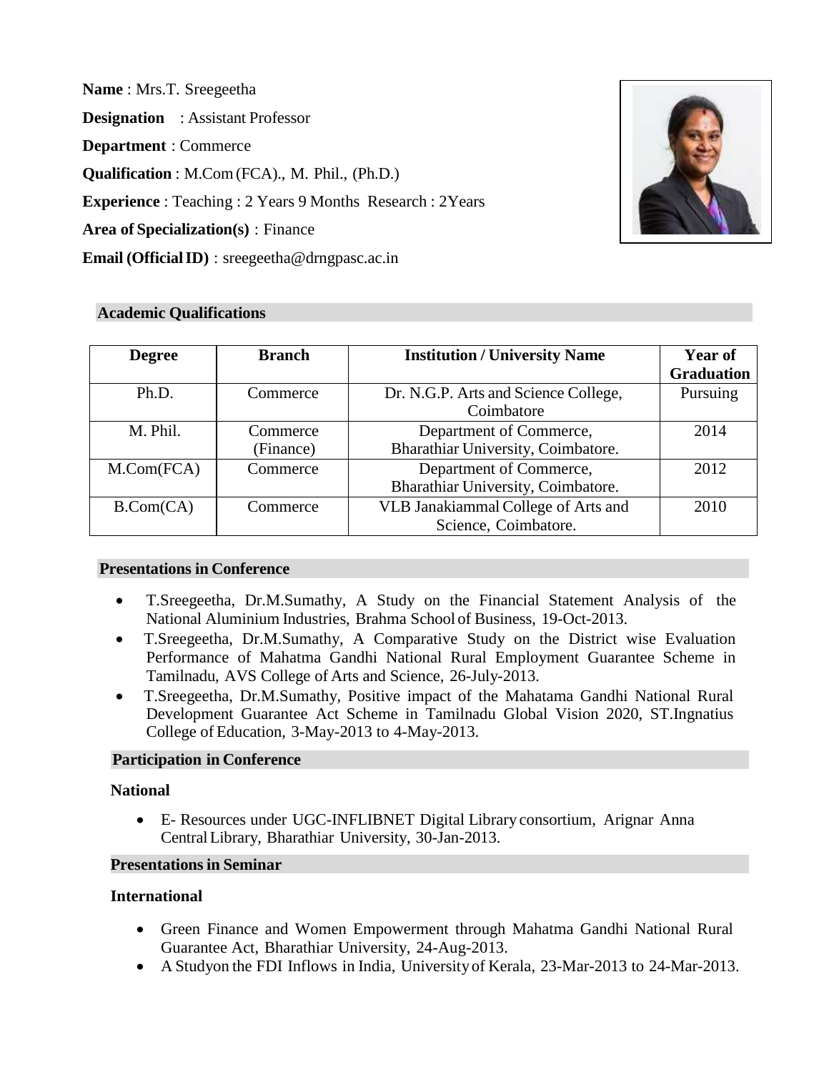**Name** : Mrs.T. Sreegeetha

**Designation** : Assistant Professor

**Department** : Commerce

**Qualification** : M.Com (FCA)., M. Phil., (Ph.D.)

**Experience** : Teaching : 2 Years 9 Months Research : 2Years

**Area of Specialization(s)** : Finance

**Email (Official ID)** : sreegeetha@drngpasc.ac.in

## Academic Qualifications

| Degree | Branch | Institution / University Name | Year of Graduation |
|---|---|---|---|
| Ph.D. | Commerce | Dr. N.G.P. Arts and Science College, Coimbatore | Pursuing |
| M. Phil. | Commerce (Finance) | Department of Commerce, Bharathiar University, Coimbatore. | 2014 |
| M.Com(FCA) | Commerce | Department of Commerce, Bharathiar University, Coimbatore. | 2012 |
| B.Com(CA) | Commerce | VLB Janakiammal College of Arts and Science, Coimbatore. | 2010 |

## Presentations in Conference

- T.Sreegeetha, Dr.M.Sumathy, A Study on the Financial Statement Analysis of the National Aluminium Industries, Brahma School of Business, 19-Oct-2013.
- T.Sreegeetha, Dr.M.Sumathy, A Comparative Study on the District wise Evaluation Performance of Mahatma Gandhi National Rural Employment Guarantee Scheme in Tamilnadu, AVS College of Arts and Science, 26-July-2013.
- T.Sreegeetha, Dr.M.Sumathy, Positive impact of the Mahatama Gandhi National Rural Development Guarantee Act Scheme in Tamilnadu Global Vision 2020, ST.Ingnatius College of Education, 3-May-2013 to 4-May-2013.

## Participation in Conference

### National

- E- Resources under UGC-INFLIBNET Digital Library consortium, Arignar Anna Central Library, Bharathiar University, 30-Jan-2013.

## Presentations in Seminar

### International

- Green Finance and Women Empowerment through Mahatma Gandhi National Rural Guarantee Act, Bharathiar University, 24-Aug-2013.
- A Studyon the FDI Inflows in India, University of Kerala, 23-Mar-2013 to 24-Mar-2013.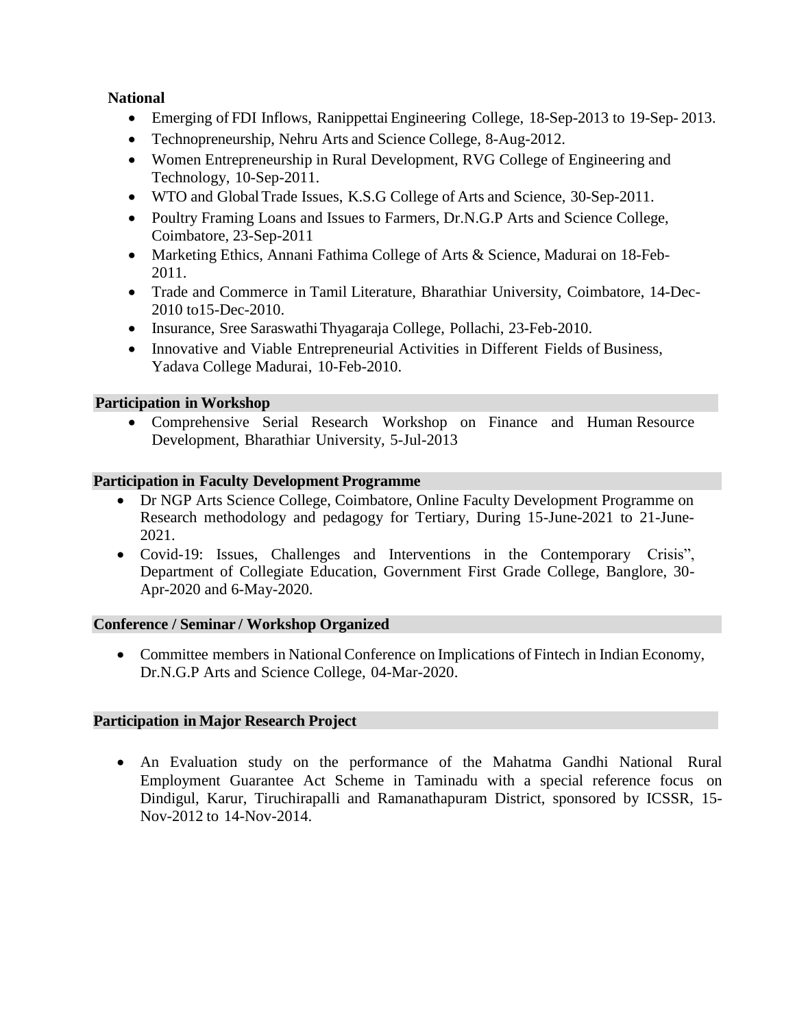**National**

- Emerging of FDI Inflows, Ranippettai Engineering College, 18-Sep-2013 to 19-Sep- 2013.
- Technopreneurship, Nehru Arts and Science College, 8-Aug-2012.
- Women Entrepreneurship in Rural Development, RVG College of Engineering and Technology, 10-Sep-2011.
- WTO and Global Trade Issues, K.S.G College of Arts and Science, 30-Sep-2011.
- Poultry Framing Loans and Issues to Farmers, Dr.N.G.P Arts and Science College, Coimbatore, 23-Sep-2011
- Marketing Ethics, Annani Fathima College of Arts & Science, Madurai on 18-Feb-2011.
- Trade and Commerce in Tamil Literature, Bharathiar University, Coimbatore, 14-Dec-2010 to15-Dec-2010.
- Insurance, Sree Saraswathi Thyagaraja College, Pollachi, 23-Feb-2010.
- Innovative and Viable Entrepreneurial Activities in Different Fields of Business, Yadava College Madurai, 10-Feb-2010.

**Participation in Workshop**

- Comprehensive Serial Research Workshop on Finance and Human Resource Development, Bharathiar University, 5-Jul-2013

**Participation in Faculty Development Programme**

- Dr NGP Arts Science College, Coimbatore, Online Faculty Development Programme on Research methodology and pedagogy for Tertiary, During 15-June-2021 to 21-June-2021.
- Covid-19: Issues, Challenges and Interventions in the Contemporary Crisis", Department of Collegiate Education, Government First Grade College, Banglore, 30-Apr-2020 and 6-May-2020.

**Conference / Seminar / Workshop Organized**

- Committee members in National Conference on Implications of Fintech in Indian Economy, Dr.N.G.P Arts and Science College, 04-Mar-2020.

**Participation in Major Research Project**

- An Evaluation study on the performance of the Mahatma Gandhi National Rural Employment Guarantee Act Scheme in Taminadu with a special reference focus on Dindigul, Karur, Tiruchirapalli and Ramanathapuram District, sponsored by ICSSR, 15-Nov-2012 to 14-Nov-2014.